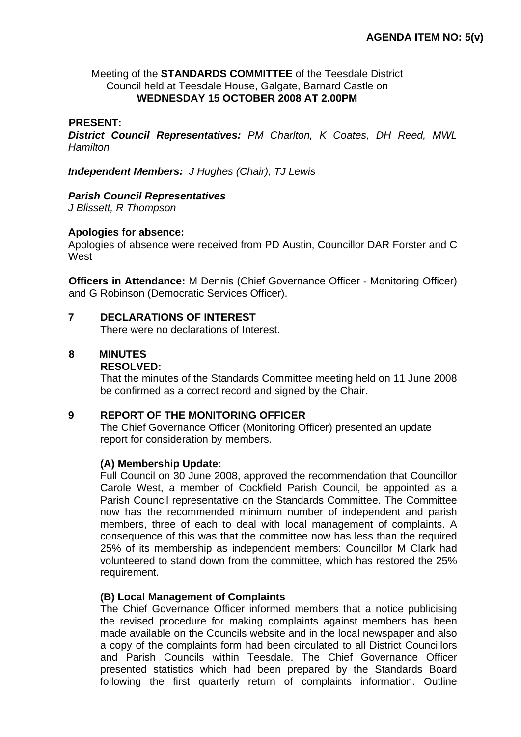**AGENDA ITEM NO: 5(v)**

Meeting of the **STANDARDS COMMITTEE** of the Teesdale District Council held at Teesdale House, Galgate, Barnard Castle on **WEDNESDAY 15 OCTOBER 2008 AT 2.00PM**

**PRESENT:**

***District Council Representatives:*** *PM Charlton, K Coates, DH Reed, MWL Hamilton*

***Independent Members:*** *J Hughes (Chair), TJ Lewis*

***Parish Council Representatives***
*J Blissett, R Thompson*

**Apologies for absence:**
Apologies of absence were received from PD Austin, Councillor DAR Forster and C West

**Officers in Attendance:** M Dennis (Chief Governance Officer - Monitoring Officer) and G Robinson (Democratic Services Officer).

**7 DECLARATIONS OF INTEREST**

There were no declarations of Interest.

**8 MINUTES**

**RESOLVED:**

That the minutes of the Standards Committee meeting held on 11 June 2008 be confirmed as a correct record and signed by the Chair.

**9 REPORT OF THE MONITORING OFFICER**

The Chief Governance Officer (Monitoring Officer) presented an update report for consideration by members.

**(A) Membership Update:**

Full Council on 30 June 2008, approved the recommendation that Councillor Carole West, a member of Cockfield Parish Council, be appointed as a Parish Council representative on the Standards Committee. The Committee now has the recommended minimum number of independent and parish members, three of each to deal with local management of complaints. A consequence of this was that the committee now has less than the required 25% of its membership as independent members: Councillor M Clark had volunteered to stand down from the committee, which has restored the 25% requirement.

**(B) Local Management of Complaints**

The Chief Governance Officer informed members that a notice publicising the revised procedure for making complaints against members has been made available on the Councils website and in the local newspaper and also a copy of the complaints form had been circulated to all District Councillors and Parish Councils within Teesdale. The Chief Governance Officer presented statistics which had been prepared by the Standards Board following the first quarterly return of complaints information. Outline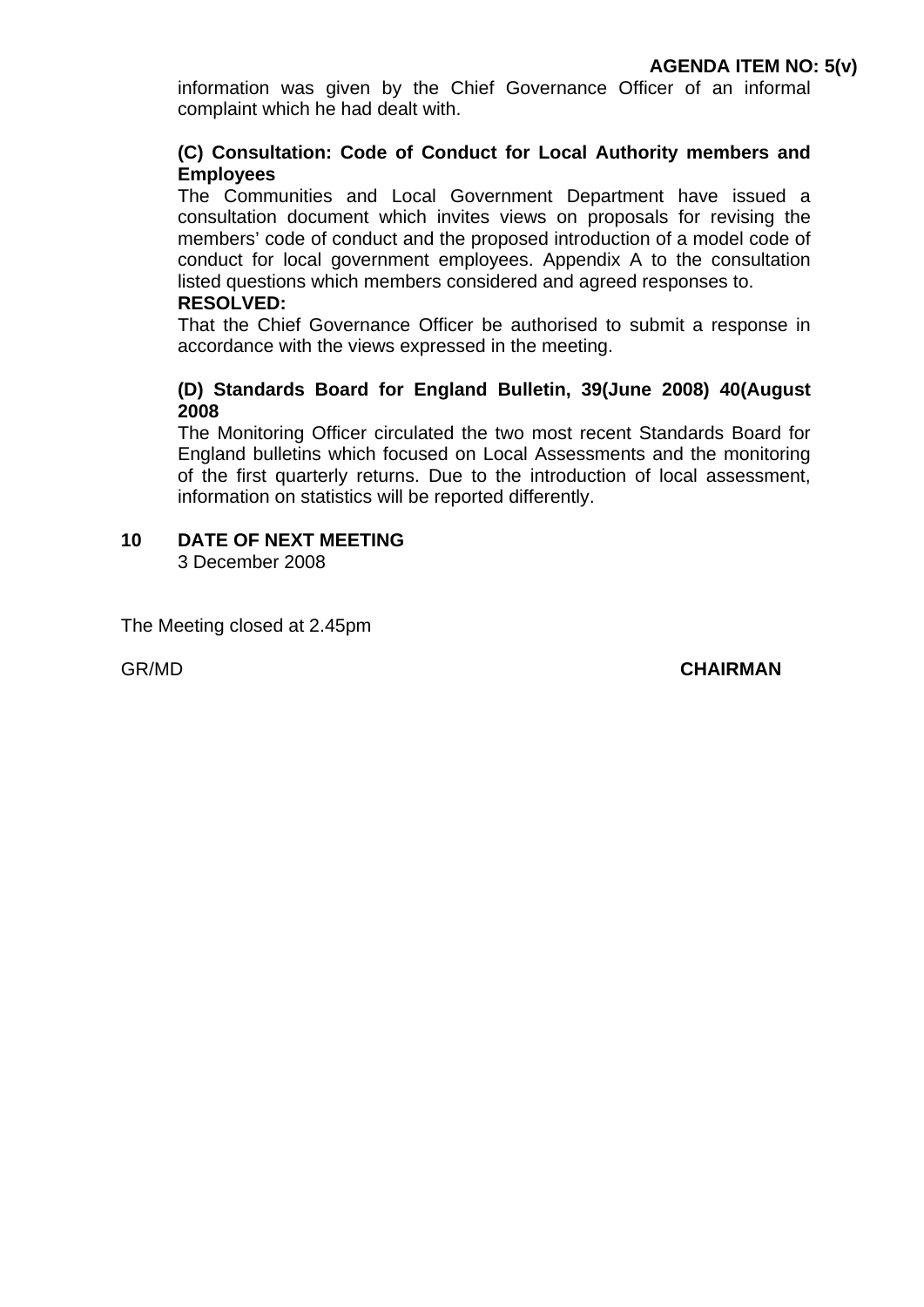information was given by the Chief Governance Officer of an informal complaint which he had dealt with.

**(C) Consultation: Code of Conduct for Local Authority members and Employees**

The Communities and Local Government Department have issued a consultation document which invites views on proposals for revising the members' code of conduct and the proposed introduction of a model code of conduct for local government employees. Appendix A to the consultation listed questions which members considered and agreed responses to.

**RESOLVED:**

That the Chief Governance Officer be authorised to submit a response in accordance with the views expressed in the meeting.

**(D) Standards Board for England Bulletin, 39(June 2008) 40(August 2008**

The Monitoring Officer circulated the two most recent Standards Board for England bulletins which focused on Local Assessments and the monitoring of the first quarterly returns. Due to the introduction of local assessment, information on statistics will be reported differently.

**10 DATE OF NEXT MEETING**

3 December 2008

The Meeting closed at 2.45pm

GR/MD **CHAIRMAN**